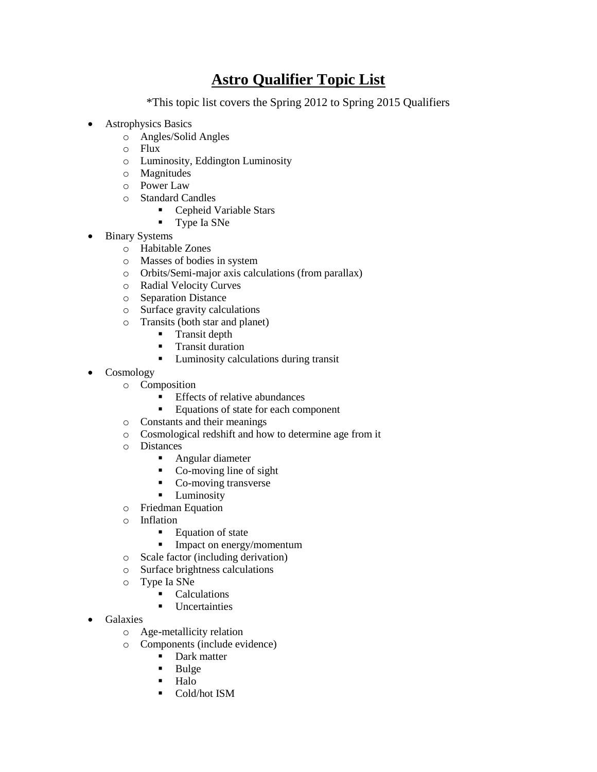# <u>Astro Qualifier Topic List</u>

*This topic list covers the Spring 2012 to Spring 2015 Qualifiers

- Astrophysics Basics
    - Angles/Solid Angles
    - Flux
    - Luminosity, Eddington Luminosity
    - Magnitudes
    - Power Law
    - Standard Candles
        - Cepheid Variable Stars
        - Type Ia SNe
- Binary Systems
    - Habitable Zones
    - Masses of bodies in system
    - Orbits/Semi-major axis calculations (from parallax)
    - Radial Velocity Curves
    - Separation Distance
    - Surface gravity calculations
    - Transits (both star and planet)
        - Transit depth
        - Transit duration
        - Luminosity calculations during transit
- Cosmology
    - Composition
        - Effects of relative abundances
        - Equations of state for each component
    - Constants and their meanings
    - Cosmological redshift and how to determine age from it
    - Distances
        - Angular diameter
        - Co-moving line of sight
        - Co-moving transverse
        - Luminosity
    - Friedman Equation
    - Inflation
        - Equation of state
        - Impact on energy/momentum
    - Scale factor (including derivation)
    - Surface brightness calculations
    - Type Ia SNe
        - Calculations
        - Uncertainties
- Galaxies
    - Age-metallicity relation
    - Components (include evidence)
        - Dark matter
        - Bulge
        - Halo
        - Cold/hot ISM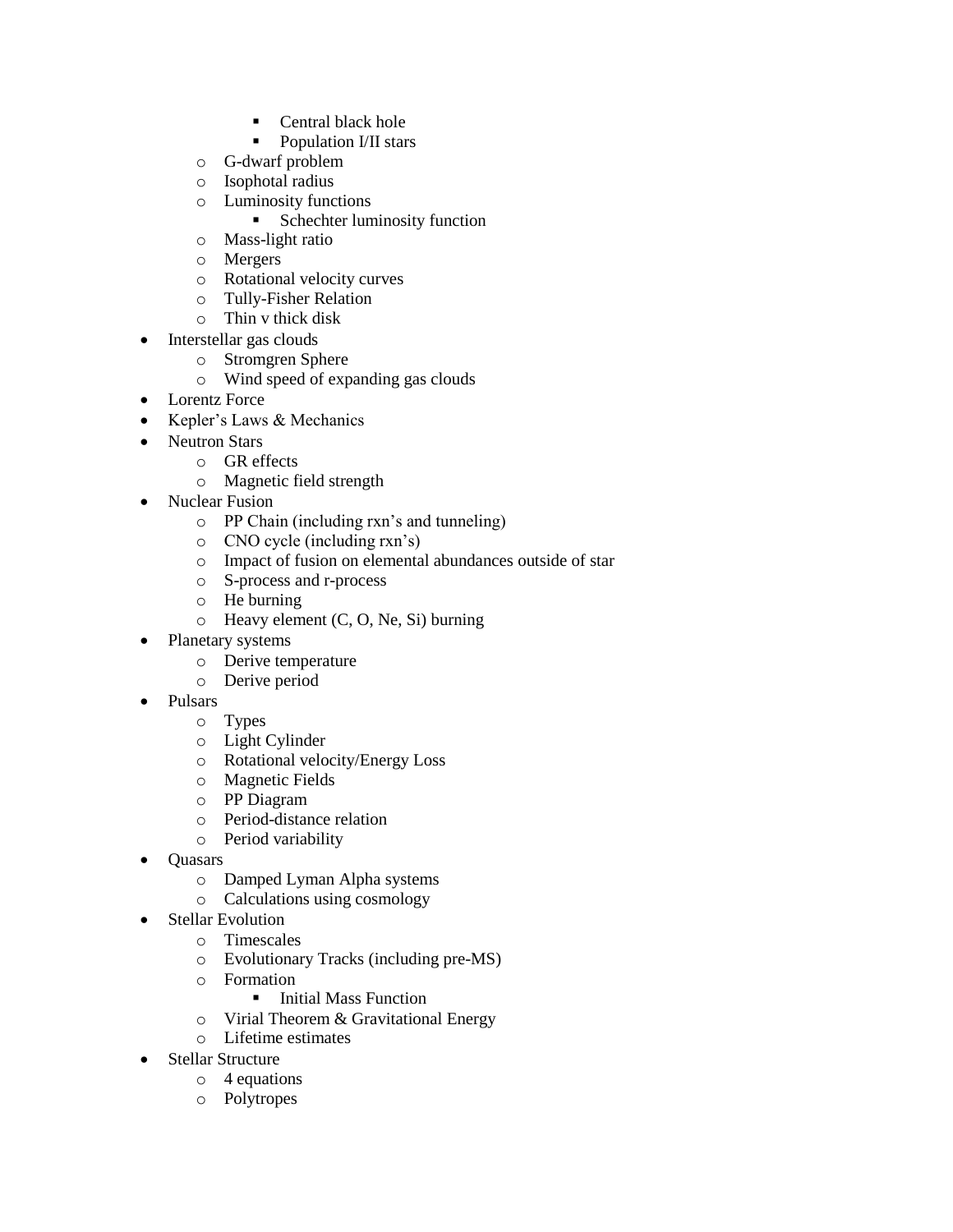- Central black hole
        - Population I/II stars
    - G-dwarf problem
    - Isophotal radius
    - Luminosity functions
        - Schechter luminosity function
    - Mass-light ratio
    - Mergers
    - Rotational velocity curves
    - Tully-Fisher Relation
    - Thin v thick disk
- Interstellar gas clouds
    - Stromgren Sphere
    - Wind speed of expanding gas clouds
- Lorentz Force
- Kepler's Laws & Mechanics
- Neutron Stars
    - GR effects
    - Magnetic field strength
- Nuclear Fusion
    - PP Chain (including rxn's and tunneling)
    - CNO cycle (including rxn's)
    - Impact of fusion on elemental abundances outside of star
    - S-process and r-process
    - He burning
    - Heavy element (C, O, Ne, Si) burning
- Planetary systems
    - Derive temperature
    - Derive period
- Pulsars
    - Types
    - Light Cylinder
    - Rotational velocity/Energy Loss
    - Magnetic Fields
    - PP Diagram
    - Period-distance relation
    - Period variability
- Quasars
    - Damped Lyman Alpha systems
    - Calculations using cosmology
- Stellar Evolution
    - Timescales
    - Evolutionary Tracks (including pre-MS)
    - Formation
        - Initial Mass Function
    - Virial Theorem & Gravitational Energy
    - Lifetime estimates
- Stellar Structure
    - 4 equations
    - Polytropes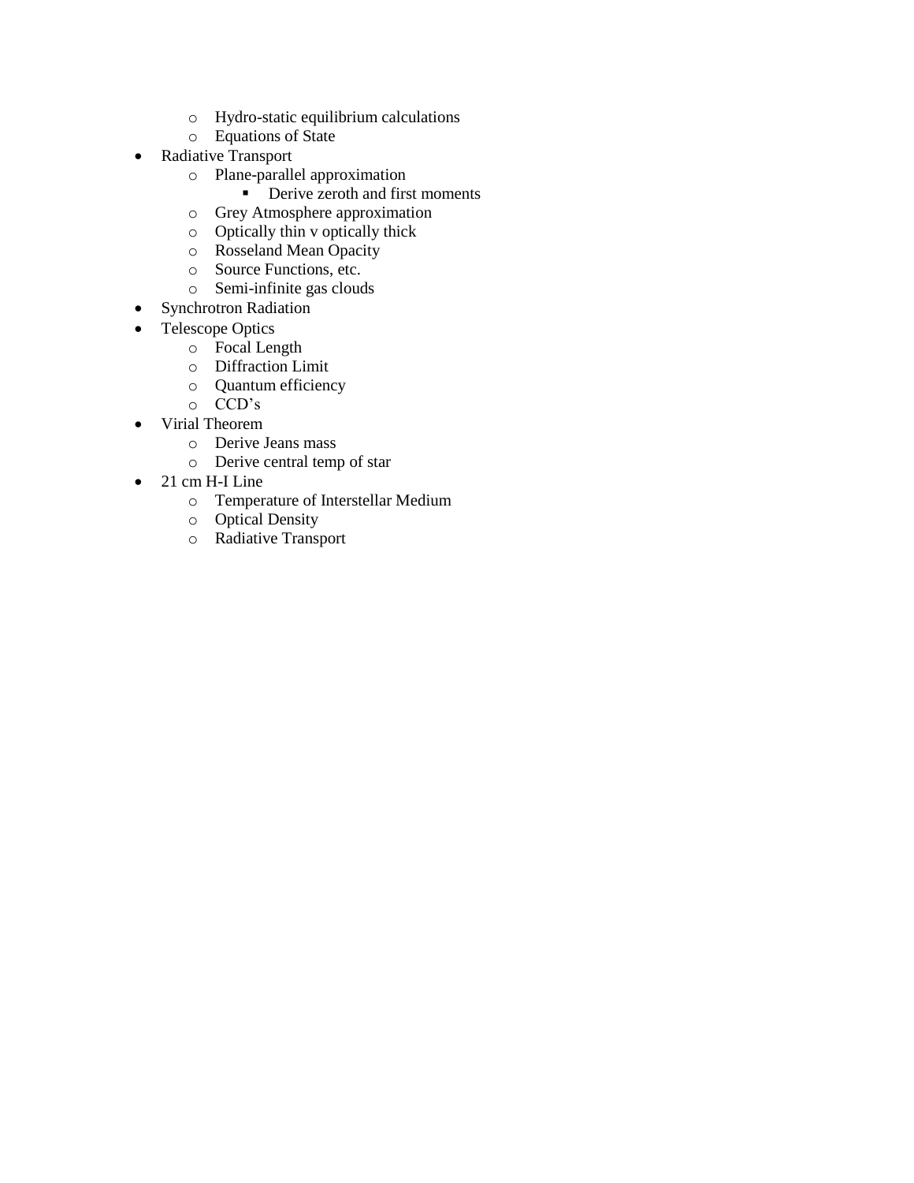- Hydro-static equilibrium calculations
    - Equations of State
- Radiative Transport
    - Plane-parallel approximation
        - Derive zeroth and first moments
    - Grey Atmosphere approximation
    - Optically thin v optically thick
    - Rosseland Mean Opacity
    - Source Functions, etc.
    - Semi-infinite gas clouds
- Synchrotron Radiation
- Telescope Optics
    - Focal Length
    - Diffraction Limit
    - Quantum efficiency
    - CCD's
- Virial Theorem
    - Derive Jeans mass
    - Derive central temp of star
- 21 cm H-I Line
    - Temperature of Interstellar Medium
    - Optical Density
    - Radiative Transport